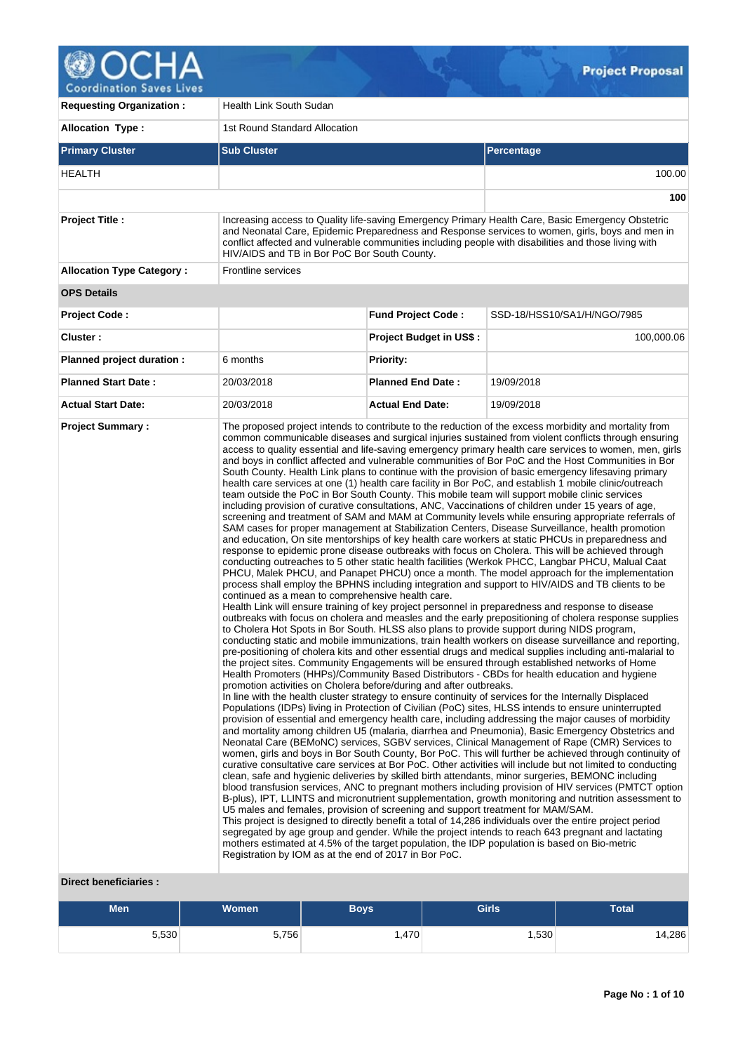# OCHA Coordination Saves Lives — Project Proposal

| | |
|---|---|
| **Requesting Organization :** | Health Link South Sudan |
| **Allocation Type :** | 1st Round Standard Allocation |

| **Primary Cluster** | **Sub Cluster** | **Percentage** |
|---|---|---|
| HEALTH | | 100.00 |
| | | **100** |

| | |
|---|---|
| **Project Title :** | Increasing access to Quality life-saving Emergency Primary Health Care, Basic Emergency Obstetric and Neonatal Care, Epidemic Preparedness and Response services to women, girls, boys and men in conflict affected and vulnerable communities including people with disabilities and those living with HIV/AIDS and TB in Bor PoC Bor South County. |
| **Allocation Type Category :** | Frontline services |

**OPS Details**

| | | | |
|---|---|---|---|
| **Project Code :** | | **Fund Project Code :** | SSD-18/HSS10/SA1/H/NGO/7985 |
| **Cluster :** | | **Project Budget in US$ :** | 100,000.06 |
| **Planned project duration :** | 6 months | **Priority:** | |
| **Planned Start Date :** | 20/03/2018 | **Planned End Date :** | 19/09/2018 |
| **Actual Start Date:** | 20/03/2018 | **Actual End Date:** | 19/09/2018 |

**Project Summary :**

The proposed project intends to contribute to the reduction of the excess morbidity and mortality from common communicable diseases and surgical injuries sustained from violent conflicts through ensuring access to quality essential and life-saving emergency primary health care services to women, men, girls and boys in conflict affected and vulnerable communities of Bor PoC and the Host Communities in Bor South County. Health Link plans to continue with the provision of basic emergency lifesaving primary health care services at one (1) health care facility in Bor PoC, and establish 1 mobile clinic/outreach team outside the PoC in Bor South County. This mobile team will support mobile clinic services including provision of curative consultations, ANC, Vaccinations of children under 15 years of age, screening and treatment of SAM and MAM at Community levels while ensuring appropriate referrals of SAM cases for proper management at Stabilization Centers, Disease Surveillance, health promotion and education, On site mentorships of key health care workers at static PHCUs in preparedness and response to epidemic prone disease outbreaks with focus on Cholera. This will be achieved through conducting outreaches to 5 other static health facilities (Werkok PHCC, Langbar PHCU, Malual Caat PHCU, Malek PHCU, and Panapet PHCU) once a month. The model approach for the implementation process shall employ the BPHNS including integration and support to HIV/AIDS and TB clients to be continued as a mean to comprehensive health care.
Health Link will ensure training of key project personnel in preparedness and response to disease outbreaks with focus on cholera and measles and the early prepositioning of cholera response supplies to Cholera Hot Spots in Bor South. HLSS also plans to provide support during NIDS program, conducting static and mobile immunizations, train health workers on disease surveillance and reporting, pre-positioning of cholera kits and other essential drugs and medical supplies including anti-malarial to the project sites. Community Engagements will be ensured through established networks of Home Health Promoters (HHPs)/Community Based Distributors - CBDs for health education and hygiene promotion activities on Cholera before/during and after outbreaks.
In line with the health cluster strategy to ensure continuity of services for the Internally Displaced Populations (IDPs) living in Protection of Civilian (PoC) sites, HLSS intends to ensure uninterrupted provision of essential and emergency health care, including addressing the major causes of morbidity and mortality among children U5 (malaria, diarrhea and Pneumonia), Basic Emergency Obstetrics and Neonatal Care (BEMoNC) services, SGBV services, Clinical Management of Rape (CMR) Services to women, girls and boys in Bor South County, Bor PoC. This will further be achieved through continuity of curative consultative care services at Bor PoC. Other activities will include but not limited to conducting clean, safe and hygienic deliveries by skilled birth attendants, minor surgeries, BEMONC including blood transfusion services, ANC to pregnant mothers including provision of HIV services (PMTCT option B-plus), IPT, LLINTS and micronutrient supplementation, growth monitoring and nutrition assessment to U5 males and females, provision of screening and support treatment for MAM/SAM.
This project is designed to directly benefit a total of 14,286 individuals over the entire project period segregated by age group and gender. While the project intends to reach 643 pregnant and lactating mothers estimated at 4.5% of the target population, the IDP population is based on Bio-metric Registration by IOM as at the end of 2017 in Bor PoC.

**Direct beneficiaries :**

| Men | Women | Boys | Girls | Total |
|---|---|---|---|---|
| 5,530 | 5,756 | 1,470 | 1,530 | 14,286 |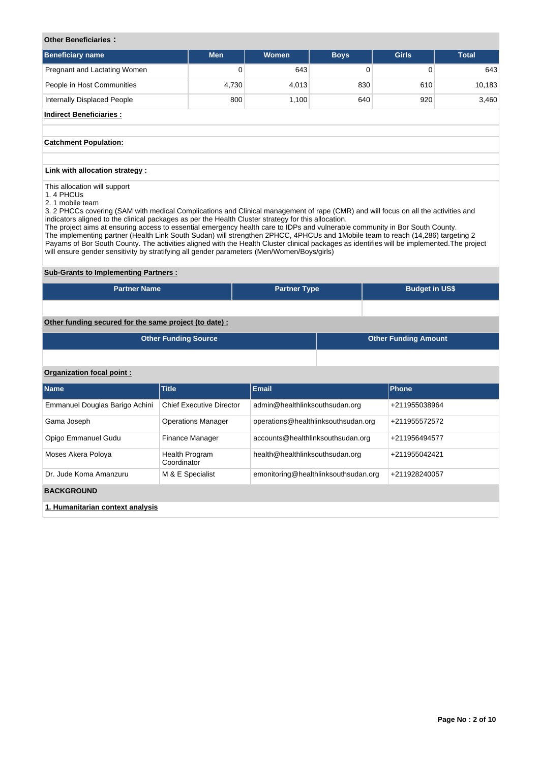**Other Beneficiaries :**

| Beneficiary name | Men | Women | Boys | Girls | Total |
|---|---|---|---|---|---|
| Pregnant and Lactating Women | 0 | 643 | 0 | 0 | 643 |
| People in Host Communities | 4,730 | 4,013 | 830 | 610 | 10,183 |
| Internally Displaced People | 800 | 1,100 | 640 | 920 | 3,460 |

**Indirect Beneficiaries :**

**Catchment Population:**

**Link with allocation strategy :**

This allocation will support
1. 4 PHCUs
2. 1 mobile team
3. 2 PHCCs covering (SAM with medical Complications and Clinical management of rape (CMR) and will focus on all the activities and indicators aligned to the clinical packages as per the Health Cluster strategy for this allocation.
The project aims at ensuring access to essential emergency health care to IDPs and vulnerable community in Bor South County.
The implementing partner (Health Link South Sudan) will strengthen 2PHCC, 4PHCUs and 1Mobile team to reach (14,286) targeting 2 Payams of Bor South County. The activities aligned with the Health Cluster clinical packages as identifies will be implemented.The project will ensure gender sensitivity by stratifying all gender parameters (Men/Women/Boys/girls)

**Sub-Grants to Implementing Partners :**

| Partner Name | Partner Type | Budget in US$ |
|---|---|---|
| | | |

**Other funding secured for the same project (to date) :**

| Other Funding Source | Other Funding Amount |
|---|---|
| | |

**Organization focal point :**

| Name | Title | Email | Phone |
|---|---|---|---|
| Emmanuel Douglas Barigo Achini | Chief Executive Director | admin@healthlinksouthsudan.org | +211955038964 |
| Gama Joseph | Operations Manager | operations@healthlinksouthsudan.org | +211955572572 |
| Opigo Emmanuel Gudu | Finance Manager | accounts@healthlinksouthsudan.org | +211956494577 |
| Moses Akera Poloya | Health Program Coordinator | health@healthlinksouthsudan.org | +211955042421 |
| Dr. Jude Koma Amanzuru | M & E Specialist | emonitoring@healthlinksouthsudan.org | +211928240057 |

**BACKGROUND**

**1. Humanitarian context analysis**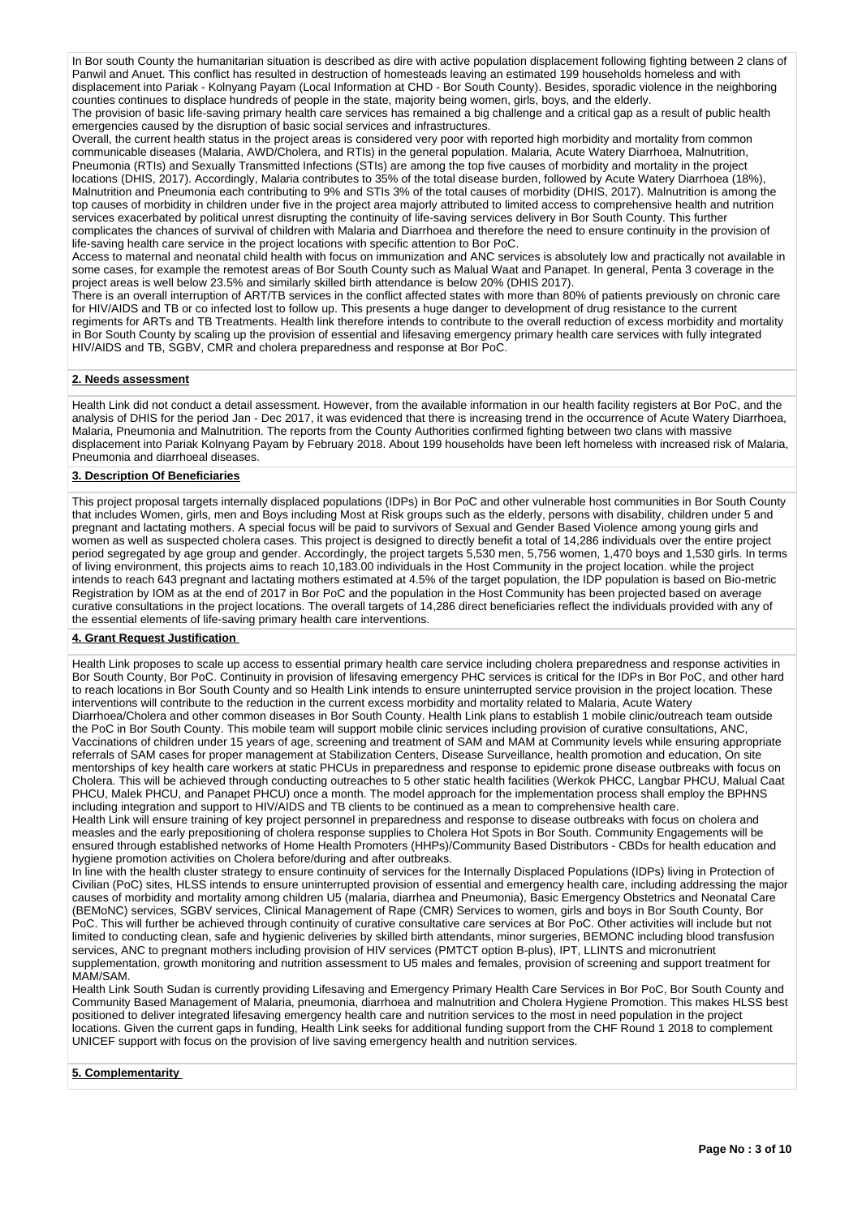In Bor south County the humanitarian situation is described as dire with active population displacement following fighting between 2 clans of Panwil and Anuet. This conflict has resulted in destruction of homesteads leaving an estimated 199 households homeless and with displacement into Pariak - Kolnyang Payam (Local Information at CHD - Bor South County). Besides, sporadic violence in the neighboring counties continues to displace hundreds of people in the state, majority being women, girls, boys, and the elderly.
The provision of basic life-saving primary health care services has remained a big challenge and a critical gap as a result of public health emergencies caused by the disruption of basic social services and infrastructures.
Overall, the current health status in the project areas is considered very poor with reported high morbidity and mortality from common communicable diseases (Malaria, AWD/Cholera, and RTIs) in the general population. Malaria, Acute Watery Diarrhoea, Malnutrition, Pneumonia (RTIs) and Sexually Transmitted Infections (STIs) are among the top five causes of morbidity and mortality in the project locations (DHIS, 2017). Accordingly, Malaria contributes to 35% of the total disease burden, followed by Acute Watery Diarrhoea (18%), Malnutrition and Pneumonia each contributing to 9% and STIs 3% of the total causes of morbidity (DHIS, 2017). Malnutrition is among the top causes of morbidity in children under five in the project area majorly attributed to limited access to comprehensive health and nutrition services exacerbated by political unrest disrupting the continuity of life-saving services delivery in Bor South County. This further complicates the chances of survival of children with Malaria and Diarrhoea and therefore the need to ensure continuity in the provision of life-saving health care service in the project locations with specific attention to Bor PoC.
Access to maternal and neonatal child health with focus on immunization and ANC services is absolutely low and practically not available in some cases, for example the remotest areas of Bor South County such as Malual Waat and Panapet. In general, Penta 3 coverage in the project areas is well below 23.5% and similarly skilled birth attendance is below 20% (DHIS 2017).
There is an overall interruption of ART/TB services in the conflict affected states with more than 80% of patients previously on chronic care for HIV/AIDS and TB or co infected lost to follow up. This presents a huge danger to development of drug resistance to the current regimens for ARTs and TB Treatments. Health link therefore intends to contribute to the overall reduction of excess morbidity and mortality in Bor South County by scaling up the provision of essential and lifesaving emergency primary health care services with fully integrated HIV/AIDS and TB, SGBV, CMR and cholera preparedness and response at Bor PoC.

## 2. Needs assessment

Health Link did not conduct a detail assessment. However, from the available information in our health facility registers at Bor PoC, and the analysis of DHIS for the period Jan - Dec 2017, it was evidenced that there is increasing trend in the occurrence of Acute Watery Diarrhoea, Malaria, Pneumonia and Malnutrition. The reports from the County Authorities confirmed fighting between two clans with massive displacement into Pariak Kolnyang Payam by February 2018. About 199 households have been left homeless with increased risk of Malaria, Pneumonia and diarrhoeal diseases.

## 3. Description Of Beneficiaries

This project proposal targets internally displaced populations (IDPs) in Bor PoC and other vulnerable host communities in Bor South County that includes Women, girls, men and Boys including Most at Risk groups such as the elderly, persons with disability, children under 5 and pregnant and lactating mothers. A special focus will be paid to survivors of Sexual and Gender Based Violence among young girls and women as well as suspected cholera cases. This project is designed to directly benefit a total of 14,286 individuals over the entire project period segregated by age group and gender. Accordingly, the project targets 5,530 men, 5,756 women, 1,470 boys and 1,530 girls. In terms of living environment, this projects aims to reach 10,183.00 individuals in the Host Community in the project location. while the project intends to reach 643 pregnant and lactating mothers estimated at 4.5% of the target population, the IDP population is based on Bio-metric Registration by IOM as at the end of 2017 in Bor PoC and the population in the Host Community has been projected based on average curative consultations in the project locations. The overall targets of 14,286 direct beneficiaries reflect the individuals provided with any of the essential elements of life-saving primary health care interventions.

## 4. Grant Request Justification

Health Link proposes to scale up access to essential primary health care service including cholera preparedness and response activities in Bor South County, Bor PoC. Continuity in provision of lifesaving emergency PHC services is critical for the IDPs in Bor PoC, and other hard to reach locations in Bor South County and so Health Link intends to ensure uninterrupted service provision in the project location. These interventions will contribute to the reduction in the current excess morbidity and mortality related to Malaria, Acute Watery Diarrhoea/Cholera and other common diseases in Bor South County. Health Link plans to establish 1 mobile clinic/outreach team outside the PoC in Bor South County. This mobile team will support mobile clinic services including provision of curative consultations, ANC, Vaccinations of children under 15 years of age, screening and treatment of SAM and MAM at Community levels while ensuring appropriate referrals of SAM cases for proper management at Stabilization Centers, Disease Surveillance, health promotion and education, On site mentorships of key health care workers at static PHCUs in preparedness and response to epidemic prone disease outbreaks with focus on Cholera. This will be achieved through conducting outreaches to 5 other static health facilities (Werkok PHCC, Langbar PHCU, Malual Caat PHCU, Malek PHCU, and Panapet PHCU) once a month. The model approach for the implementation process shall employ the BPHNS including integration and support to HIV/AIDS and TB clients to be continued as a mean to comprehensive health care.
Health Link will ensure training of key project personnel in preparedness and response to disease outbreaks with focus on cholera and measles and the early prepositioning of cholera response supplies to Cholera Hot Spots in Bor South. Community Engagements will be ensured through established networks of Home Health Promoters (HHPs)/Community Based Distributors - CBDs for health education and hygiene promotion activities on Cholera before/during and after outbreaks.
In line with the health cluster strategy to ensure continuity of services for the Internally Displaced Populations (IDPs) living in Protection of Civilian (PoC) sites, HLSS intends to ensure uninterrupted provision of essential and emergency health care, including addressing the major causes of morbidity and mortality among children U5 (malaria, diarrhea and Pneumonia), Basic Emergency Obstetrics and Neonatal Care (BEMoNC) services, SGBV services, Clinical Management of Rape (CMR) Services to women, girls and boys in Bor South County, Bor PoC. This will further be achieved through continuity of curative consultative care services at Bor PoC. Other activities will include but not limited to conducting clean, safe and hygienic deliveries by skilled birth attendants, minor surgeries, BEMONC including blood transfusion services, ANC to pregnant mothers including provision of HIV services (PMTCT option B-plus), IPT, LLINTS and micronutrient supplementation, growth monitoring and nutrition assessment to U5 males and females, provision of screening and support treatment for MAM/SAM.
Health Link South Sudan is currently providing Lifesaving and Emergency Primary Health Care Services in Bor PoC, Bor South County and Community Based Management of Malaria, pneumonia, diarrhoea and malnutrition and Cholera Hygiene Promotion. This makes HLSS best positioned to deliver integrated lifesaving emergency health care and nutrition services to the most in need population in the project locations. Given the current gaps in funding, Health Link seeks for additional funding support from the CHF Round 1 2018 to complement UNICEF support with focus on the provision of live saving emergency health and nutrition services.

## 5. Complementarity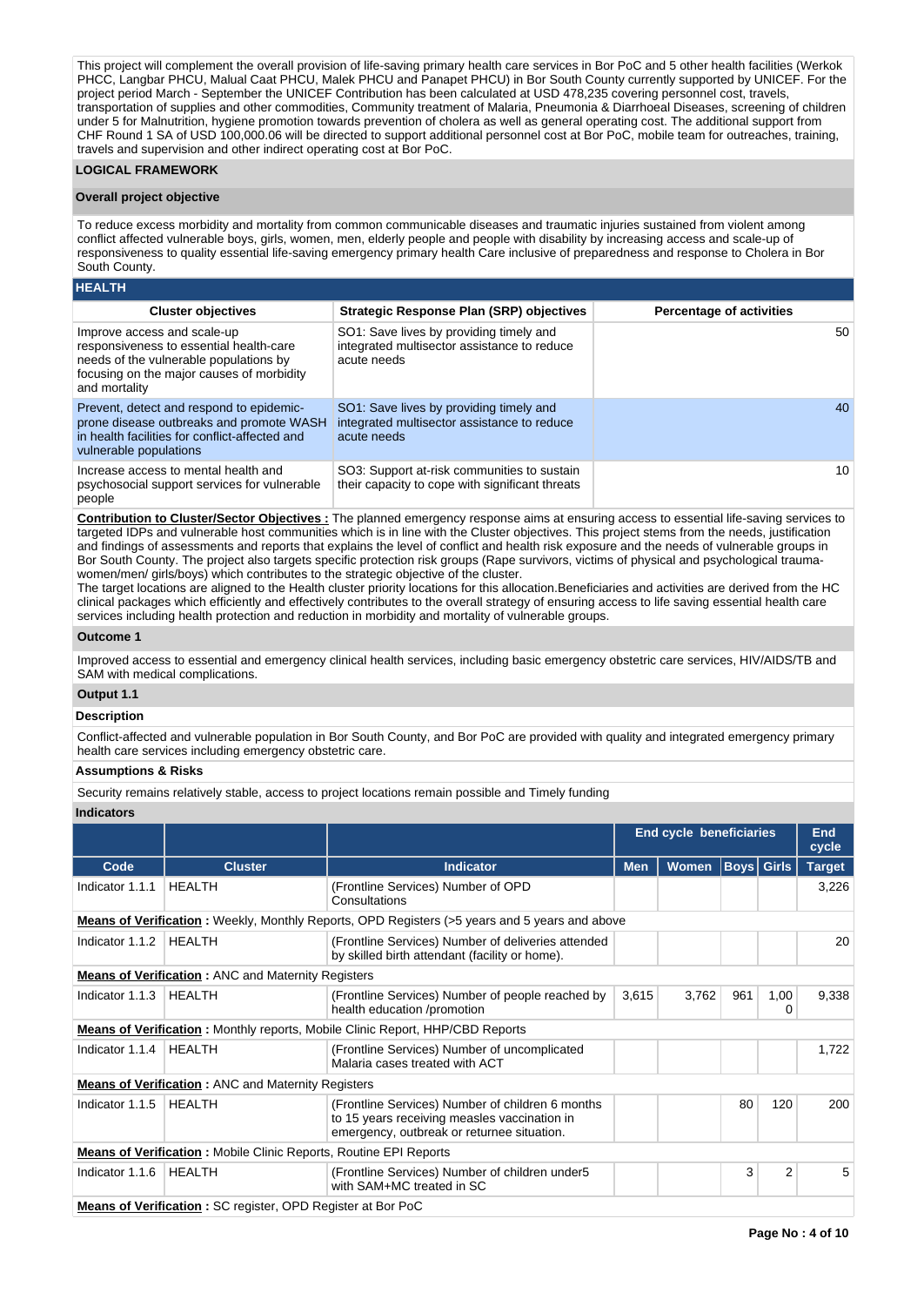This project will complement the overall provision of life-saving primary health care services in Bor PoC and 5 other health facilities (Werkok PHCC, Langbar PHCU, Malual Caat PHCU, Malek PHCU and Panapet PHCU) in Bor South County currently supported by UNICEF. For the project period March - September the UNICEF Contribution has been calculated at USD 478,235 covering personnel cost, travels, transportation of supplies and other commodities, Community treatment of Malaria, Pneumonia & Diarrhoeal Diseases, screening of children under 5 for Malnutrition, hygiene promotion towards prevention of cholera as well as general operating cost. The additional support from CHF Round 1 SA of USD 100,000.06 will be directed to support additional personnel cost at Bor PoC, mobile team for outreaches, training, travels and supervision and other indirect operating cost at Bor PoC.

## LOGICAL FRAMEWORK

### Overall project objective

To reduce excess morbidity and mortality from common communicable diseases and traumatic injuries sustained from violent among conflict affected vulnerable boys, girls, women, men, elderly people and people with disability by increasing access and scale-up of responsiveness to quality essential life-saving emergency primary health Care inclusive of preparedness and response to Cholera in Bor South County.

### HEALTH

| Cluster objectives | Strategic Response Plan (SRP) objectives | Percentage of activities |
|---|---|---|
| Improve access and scale-up responsiveness to essential health-care needs of the vulnerable populations by focusing on the major causes of morbidity and mortality | SO1: Save lives by providing timely and integrated multisector assistance to reduce acute needs | 50 |
| Prevent, detect and respond to epidemic-prone disease outbreaks and promote WASH in health facilities for conflict-affected and vulnerable populations | SO1: Save lives by providing timely and integrated multisector assistance to reduce acute needs | 40 |
| Increase access to mental health and psychosocial support services for vulnerable people | SO3: Support at-risk communities to sustain their capacity to cope with significant threats | 10 |

**Contribution to Cluster/Sector Objectives :** The planned emergency response aims at ensuring access to essential life-saving services to targeted IDPs and vulnerable host communities which is in line with the Cluster objectives. This project stems from the needs, justification and findings of assessments and reports that explains the level of conflict and health risk exposure and the needs of vulnerable groups in Bor South County. The project also targets specific protection risk groups (Rape survivors, victims of physical and psychological trauma-women/men/ girls/boys) which contributes to the strategic objective of the cluster.
The target locations are aligned to the Health cluster priority locations for this allocation.Beneficiaries and activities are derived from the HC clinical packages which efficiently and effectively contributes to the overall strategy of ensuring access to life saving essential health care services including health protection and reduction in morbidity and mortality of vulnerable groups.

### Outcome 1

Improved access to essential and emergency clinical health services, including basic emergency obstetric care services, HIV/AIDS/TB and SAM with medical complications.

### Output 1.1

**Description**

Conflict-affected and vulnerable population in Bor South County, and Bor PoC are provided with quality and integrated emergency primary health care services including emergency obstetric care.

**Assumptions & Risks**

Security remains relatively stable, access to project locations remain possible and Timely funding

**Indicators**

| | | | End cycle beneficiaries | | | | End cycle |
|---|---|---|---|---|---|---|---|
| Code | Cluster | Indicator | Men | Women | Boys | Girls | Target |
| Indicator 1.1.1 | HEALTH | (Frontline Services) Number of OPD Consultations | | | | | 3,226 |
| **Means of Verification :** Weekly, Monthly Reports, OPD Registers (>5 years and 5 years and above | | | | | | | |
| Indicator 1.1.2 | HEALTH | (Frontline Services) Number of deliveries attended by skilled birth attendant (facility or home). | | | | | 20 |
| **Means of Verification :** ANC and Maternity Registers | | | | | | | |
| Indicator 1.1.3 | HEALTH | (Frontline Services) Number of people reached by health education /promotion | 3,615 | 3,762 | 961 | 1,000 | 9,338 |
| **Means of Verification :** Monthly reports, Mobile Clinic Report, HHP/CBD Reports | | | | | | | |
| Indicator 1.1.4 | HEALTH | (Frontline Services) Number of uncomplicated Malaria cases treated with ACT | | | | | 1,722 |
| **Means of Verification :** ANC and Maternity Registers | | | | | | | |
| Indicator 1.1.5 | HEALTH | (Frontline Services) Number of children 6 months to 15 years receiving measles vaccination in emergency, outbreak or returnee situation. | | | 80 | 120 | 200 |
| **Means of Verification :** Mobile Clinic Reports, Routine EPI Reports | | | | | | | |
| Indicator 1.1.6 | HEALTH | (Frontline Services) Number of children under5 with SAM+MC treated in SC | | | 3 | 2 | 5 |
| **Means of Verification :** SC register, OPD Register at Bor PoC | | | | | | | |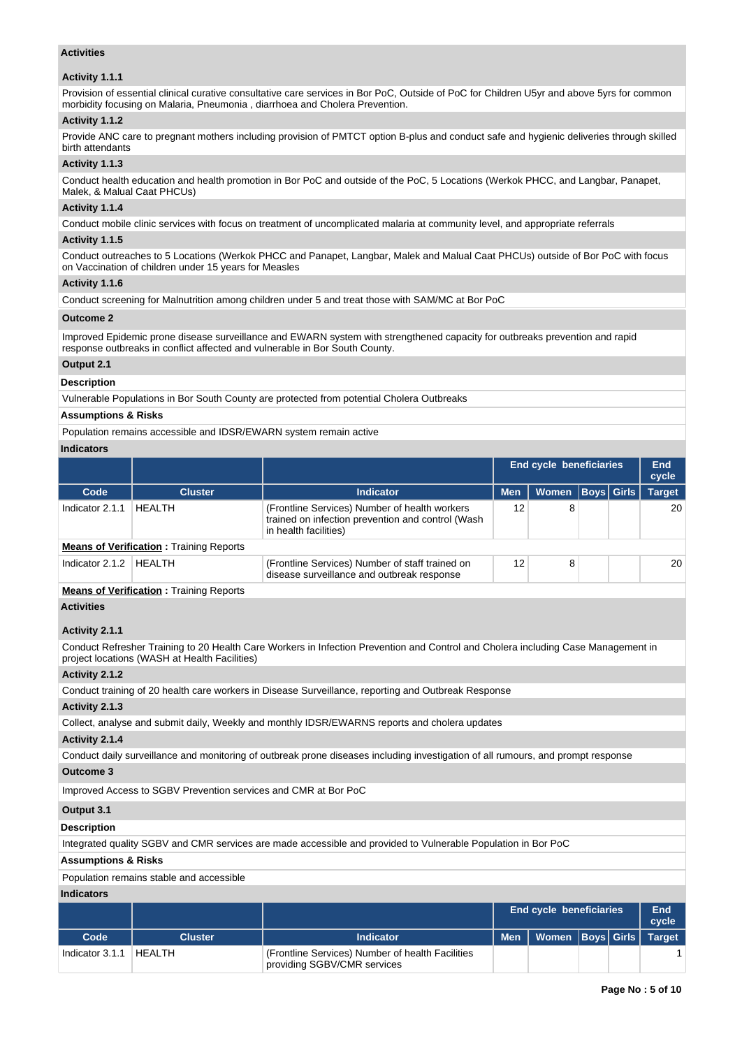### Activities

#### Activity 1.1.1

Provision of essential clinical curative consultative care services in Bor PoC, Outside of PoC for Children U5yr and above 5yrs for common morbidity focusing on Malaria, Pneumonia , diarrhoea and Cholera Prevention.

#### Activity 1.1.2

Provide ANC care to pregnant mothers including provision of PMTCT option B-plus and conduct safe and hygienic deliveries through skilled birth attendants

#### Activity 1.1.3

Conduct health education and health promotion in Bor PoC and outside of the PoC, 5 Locations (Werkok PHCC, and Langbar, Panapet, Malek, & Malual Caat PHCUs)

#### Activity 1.1.4

Conduct mobile clinic services with focus on treatment of uncomplicated malaria at community level, and appropriate referrals

#### Activity 1.1.5

Conduct outreaches to 5 Locations (Werkok PHCC and Panapet, Langbar, Malek and Malual Caat PHCUs) outside of Bor PoC with focus on Vaccination of children under 15 years for Measles

#### Activity 1.1.6

Conduct screening for Malnutrition among children under 5 and treat those with SAM/MC at Bor PoC

### Outcome 2

Improved Epidemic prone disease surveillance and EWARN system with strengthened capacity for outbreaks prevention and rapid response outbreaks in conflict affected and vulnerable in Bor South County.

### Output 2.1

**Description**

Vulnerable Populations in Bor South County are protected from potential Cholera Outbreaks

**Assumptions & Risks**

Population remains accessible and IDSR/EWARN system remain active

**Indicators**

| | | | End cycle beneficiaries | | | | End cycle |
|---|---|---|---|---|---|---|---|
| **Code** | **Cluster** | **Indicator** | **Men** | **Women** | **Boys** | **Girls** | **Target** |
| Indicator 2.1.1 | HEALTH | (Frontline Services) Number of health workers trained on infection prevention and control (Wash in health facilities) | 12 | 8 | | | 20 |
| **Means of Verification :** Training Reports | | | | | | | |
| Indicator 2.1.2 | HEALTH | (Frontline Services) Number of staff trained on disease surveillance and outbreak response | 12 | 8 | | | 20 |
| **Means of Verification :** Training Reports | | | | | | | |

### Activities

#### Activity 2.1.1

Conduct Refresher Training to 20 Health Care Workers in Infection Prevention and Control and Cholera including Case Management in project locations (WASH at Health Facilities)

#### Activity 2.1.2

Conduct training of 20 health care workers in Disease Surveillance, reporting and Outbreak Response

#### Activity 2.1.3

Collect, analyse and submit daily, Weekly and monthly IDSR/EWARNS reports and cholera updates

#### Activity 2.1.4

Conduct daily surveillance and monitoring of outbreak prone diseases including investigation of all rumours, and prompt response

### Outcome 3

Improved Access to SGBV Prevention services and CMR at Bor PoC

### Output 3.1

**Description**

Integrated quality SGBV and CMR services are made accessible and provided to Vulnerable Population in Bor PoC

**Assumptions & Risks**

Population remains stable and accessible

**Indicators**

| | | | End cycle beneficiaries | | | | End cycle |
|---|---|---|---|---|---|---|---|
| **Code** | **Cluster** | **Indicator** | **Men** | **Women** | **Boys** | **Girls** | **Target** |
| Indicator 3.1.1 | HEALTH | (Frontline Services) Number of health Facilities providing SGBV/CMR services | | | | | 1 |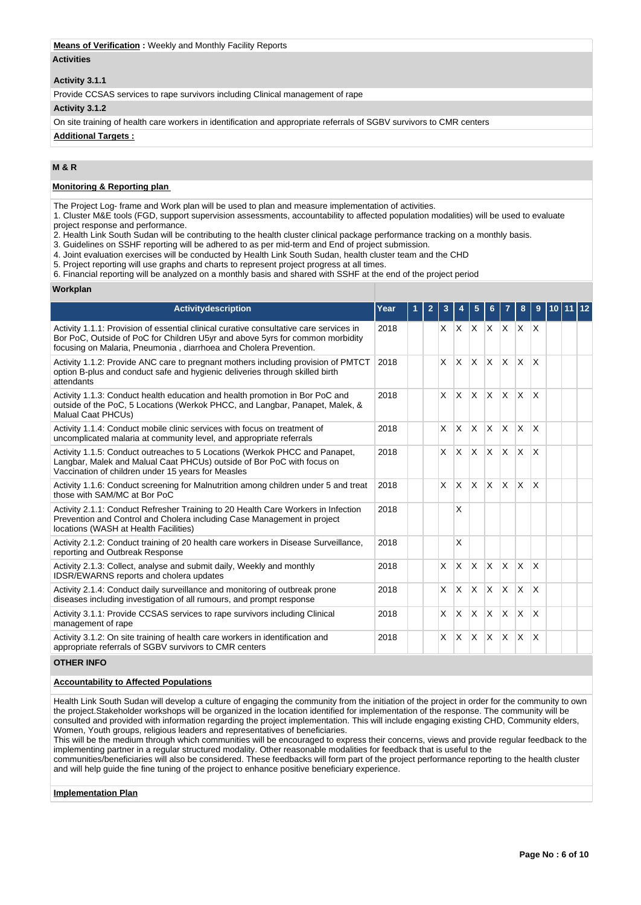**Means of Verification :** Weekly and Monthly Facility Reports

**Activities**

**Activity 3.1.1**

Provide CCSAS services to rape survivors including Clinical management of rape

**Activity 3.1.2**

On site training of health care workers in identification and appropriate referrals of SGBV survivors to CMR centers

**Additional Targets :**

## M & R

**Monitoring & Reporting plan**

The Project Log- frame and Work plan will be used to plan and measure implementation of activities.
1. Cluster M&E tools (FGD, support supervision assessments, accountability to affected population modalities) will be used to evaluate project response and performance.
2. Health Link South Sudan will be contributing to the health cluster clinical package performance tracking on a monthly basis.
3. Guidelines on SSHF reporting will be adhered to as per mid-term and End of project submission.
4. Joint evaluation exercises will be conducted by Health Link South Sudan, health cluster team and the CHD
5. Project reporting will use graphs and charts to represent project progress at all times.
6. Financial reporting will be analyzed on a monthly basis and shared with SSHF at the end of the project period

**Workplan**

| Activitydescription | Year | 1 | 2 | 3 | 4 | 5 | 6 | 7 | 8 | 9 | 10 | 11 | 12 |
|---|---|---|---|---|---|---|---|---|---|---|---|---|---|
| Activity 1.1.1: Provision of essential clinical curative consultative care services in Bor PoC, Outside of PoC for Children U5yr and above 5yrs for common morbidity focusing on Malaria, Pneumonia , diarrhoea and Cholera Prevention. | 2018 | | | X | X | X | X | X | X | X | | | |
| Activity 1.1.2: Provide ANC care to pregnant mothers including provision of PMTCT option B-plus and conduct safe and hygienic deliveries through skilled birth attendants | 2018 | | | X | X | X | X | X | X | X | | | |
| Activity 1.1.3: Conduct health education and health promotion in Bor PoC and outside of the PoC, 5 Locations (Werkok PHCC, and Langbar, Panapet, Malek, & Malual Caat PHCUs) | 2018 | | | X | X | X | X | X | X | X | | | |
| Activity 1.1.4: Conduct mobile clinic services with focus on treatment of uncomplicated malaria at community level, and appropriate referrals | 2018 | | | X | X | X | X | X | X | X | | | |
| Activity 1.1.5: Conduct outreaches to 5 Locations (Werkok PHCC and Panapet, Langbar, Malek and Malual Caat PHCUs) outside of Bor PoC with focus on Vaccination of children under 15 years for Measles | 2018 | | | X | X | X | X | X | X | X | | | |
| Activity 1.1.6: Conduct screening for Malnutrition among children under 5 and treat those with SAM/MC at Bor PoC | 2018 | | | X | X | X | X | X | X | X | | | |
| Activity 2.1.1: Conduct Refresher Training to 20 Health Care Workers in Infection Prevention and Control and Cholera including Case Management in project locations (WASH at Health Facilities) | 2018 | | | | X | | | | | | | | |
| Activity 2.1.2: Conduct training of 20 health care workers in Disease Surveillance, reporting and Outbreak Response | 2018 | | | | X | | | | | | | | |
| Activity 2.1.3: Collect, analyse and submit daily, Weekly and monthly IDSR/EWARNS reports and cholera updates | 2018 | | | X | X | X | X | X | X | X | | | |
| Activity 2.1.4: Conduct daily surveillance and monitoring of outbreak prone diseases including investigation of all rumours, and prompt response | 2018 | | | X | X | X | X | X | X | X | | | |
| Activity 3.1.1: Provide CCSAS services to rape survivors including Clinical management of rape | 2018 | | | X | X | X | X | X | X | X | | | |
| Activity 3.1.2: On site training of health care workers in identification and appropriate referrals of SGBV survivors to CMR centers | 2018 | | | X | X | X | X | X | X | X | | | |

## OTHER INFO

**Accountability to Affected Populations**

Health Link South Sudan will develop a culture of engaging the community from the initiation of the project in order for the community to own the project.Stakeholder workshops will be organized in the location identified for implementation of the response. The community will be consulted and provided with information regarding the project implementation. This will include engaging existing CHD, Community elders, Women, Youth groups, religious leaders and representatives of beneficiaries.
This will be the medium through which communities will be encouraged to express their concerns, views and provide regular feedback to the implementing partner in a regular structured modality. Other reasonable modalities for feedback that is useful to the communities/beneficiaries will also be considered. These feedbacks will form part of the project performance reporting to the health cluster and will help guide the fine tuning of the project to enhance positive beneficiary experience.

**Implementation Plan**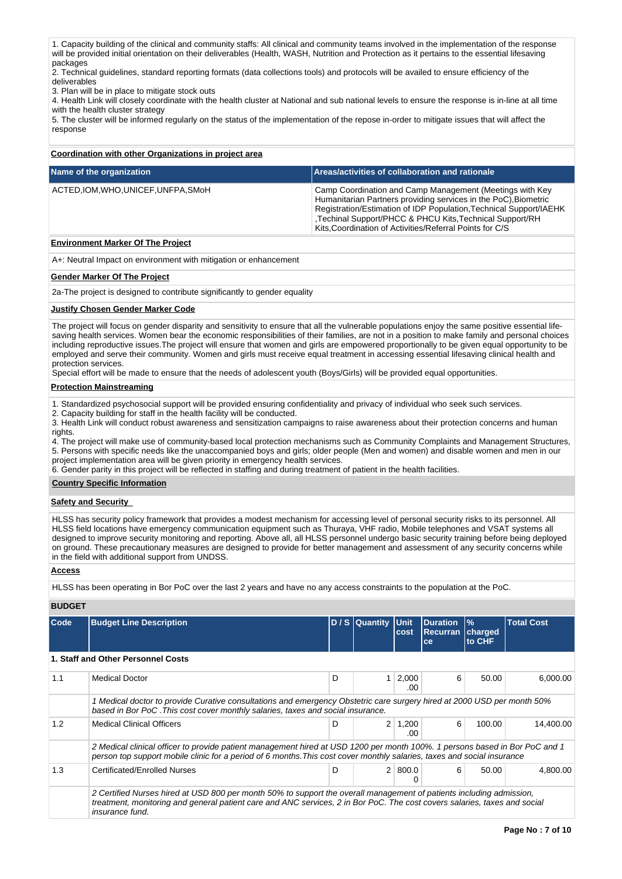1. Capacity building of the clinical and community staffs: All clinical and community teams involved in the implementation of the response will be provided initial orientation on their deliverables (Health, WASH, Nutrition and Protection as it pertains to the essential lifesaving packages
2. Technical guidelines, standard reporting formats (data collections tools) and protocols will be availed to ensure efficiency of the deliverables
3. Plan will be in place to mitigate stock outs
4. Health Link will closely coordinate with the health cluster at National and sub national levels to ensure the response is in-line at all time with the health cluster strategy
5. The cluster will be informed regularly on the status of the implementation of the repose in-order to mitigate issues that will affect the response

**Coordination with other Organizations in project area**

| Name of the organization | Areas/activities of collaboration and rationale |
|---|---|
| ACTED,IOM,WHO,UNICEF,UNFPA,SMoH | Camp Coordination and Camp Management (Meetings with Key Humanitarian Partners providing services in the PoC),Biometric Registration/Estimation of IDP Population,Technical Support/IAEHK ,Techinal Support/PHCC & PHCU Kits,Technical Support/RH Kits,Coordination of Activities/Referral Points for C/S |

**Environment Marker Of The Project**

A+: Neutral Impact on environment with mitigation or enhancement

**Gender Marker Of The Project**

2a-The project is designed to contribute significantly to gender equality

**Justify Chosen Gender Marker Code**

The project will focus on gender disparity and sensitivity to ensure that all the vulnerable populations enjoy the same positive essential life-saving health services. Women bear the economic responsibilities of their families, are not in a position to make family and personal choices including reproductive issues.The project will ensure that women and girls are empowered proportionally to be given equal opportunity to be employed and serve their community. Women and girls must receive equal treatment in accessing essential lifesaving clinical health and protection services.
Special effort will be made to ensure that the needs of adolescent youth (Boys/Girls) will be provided equal opportunities.

**Protection Mainstreaming**

1. Standardized psychosocial support will be provided ensuring confidentiality and privacy of individual who seek such services.
2. Capacity building for staff in the health facility will be conducted.
3. Health Link will conduct robust awareness and sensitization campaigns to raise awareness about their protection concerns and human rights.
4. The project will make use of community-based local protection mechanisms such as Community Complaints and Management Structures,
5. Persons with specific needs like the unaccompanied boys and girls; older people (Men and women) and disable women and men in our project implementation area will be given priority in emergency health services.
6. Gender parity in this project will be reflected in staffing and during treatment of patient in the health facilities.

**Country Specific Information**

**Safety and Security**

HLSS has security policy framework that provides a modest mechanism for accessing level of personal security risks to its personnel. All HLSS field locations have emergency communication equipment such as Thuraya, VHF radio, Mobile telephones and VSAT systems all designed to improve security monitoring and reporting. Above all, all HLSS personnel undergo basic security training before being deployed on ground. These precautionary measures are designed to provide for better management and assessment of any security concerns while in the field with additional support from UNDSS.

**Access**

HLSS has been operating in Bor PoC over the last 2 years and have no any access constraints to the population at the PoC.

**BUDGET**

| Code | Budget Line Description | D / S | Quantity | Unit cost | Duration Recurrance | % charged to CHF | Total Cost |
|---|---|---|---|---|---|---|---|
| **1. Staff and Other Personnel Costs** | | | | | | | |
| 1.1 | Medical Doctor | D | 1 | 2,000.00 | 6 | 50.00 | 6,000.00 |
| | *1 Medical doctor to provide Curative consultations and emergency Obstetric care surgery hired at 2000 USD per month 50% based in Bor PoC .This cost cover monthly salaries, taxes and social insurance.* | | | | | | |
| 1.2 | Medical Clinical Officers | D | 2 | 1,200.00 | 6 | 100.00 | 14,400.00 |
| | *2 Medical clinical officer to provide patient management hired at USD 1200 per month 100%. 1 persons based in Bor PoC and 1 person top support mobile clinic for a period of 6 months.This cost cover monthly salaries, taxes and social insurance* | | | | | | |
| 1.3 | Certificated/Enrolled Nurses | D | 2 | 800.00 | 6 | 50.00 | 4,800.00 |
| | *2 Certified Nurses hired at USD 800 per month 50% to support the overall management of patients including admission, treatment, monitoring and general patient care and ANC services, 2 in Bor PoC. The cost covers salaries, taxes and social insurance fund.* | | | | | | |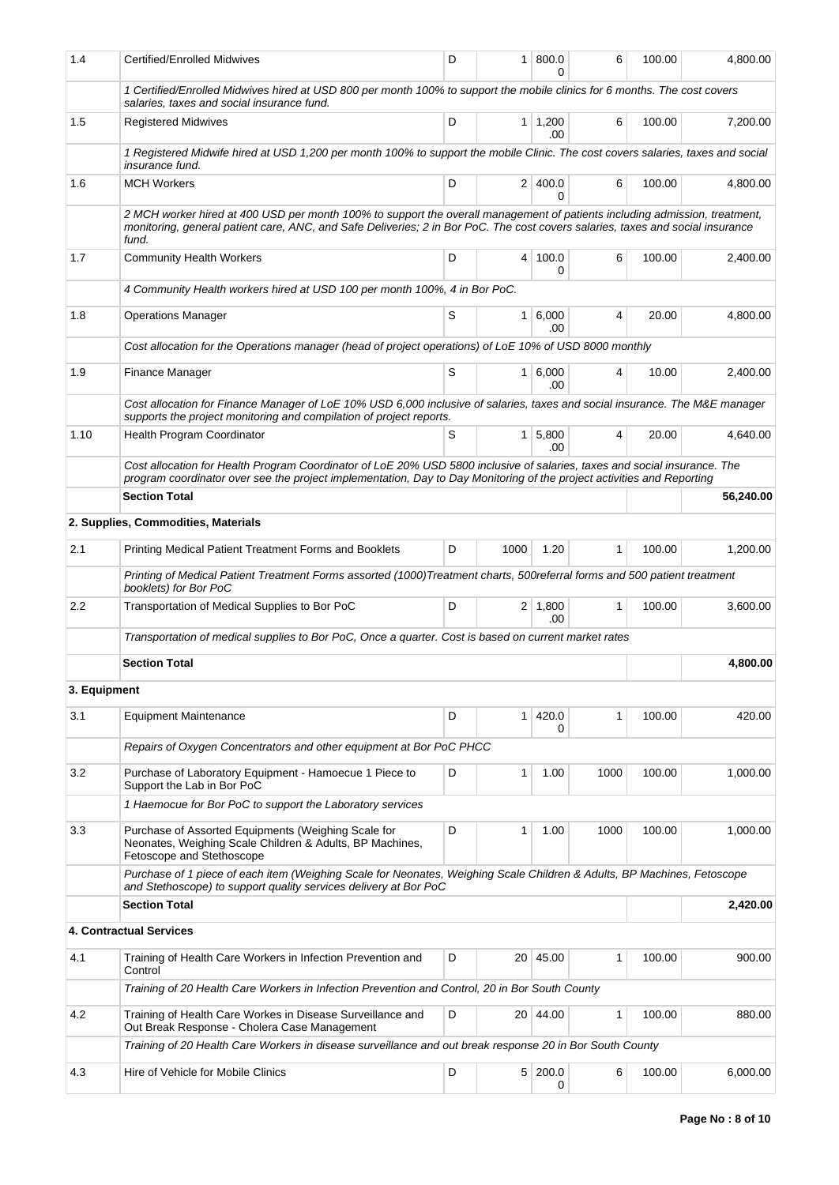| | | | | | | | |
|---|---|---|---|---|---|---|---|
| 1.4 | Certified/Enrolled Midwives | D | 1 | 800.00 | 6 | 100.00 | 4,800.00 |
| | *1 Certified/Enrolled Midwives hired at USD 800 per month 100% to support the mobile clinics for 6 months. The cost covers salaries, taxes and social insurance fund.* | | | | | | |
| 1.5 | Registered Midwives | D | 1 | 1,200.00 | 6 | 100.00 | 7,200.00 |
| | *1 Registered Midwife hired at USD 1,200 per month 100% to support the mobile Clinic. The cost covers salaries, taxes and social insurance fund.* | | | | | | |
| 1.6 | MCH Workers | D | 2 | 400.00 | 6 | 100.00 | 4,800.00 |
| | *2 MCH worker hired at 400 USD per month 100% to support the overall management of patients including admission, treatment, monitoring, general patient care, ANC, and Safe Deliveries; 2 in Bor PoC. The cost covers salaries, taxes and social insurance fund.* | | | | | | |
| 1.7 | Community Health Workers | D | 4 | 100.00 | 6 | 100.00 | 2,400.00 |
| | *4 Community Health workers hired at USD 100 per month 100%, 4 in Bor PoC.* | | | | | | |
| 1.8 | Operations Manager | S | 1 | 6,000.00 | 4 | 20.00 | 4,800.00 |
| | *Cost allocation for the Operations manager (head of project operations) of LoE 10% of USD 8000 monthly* | | | | | | |
| 1.9 | Finance Manager | S | 1 | 6,000.00 | 4 | 10.00 | 2,400.00 |
| | *Cost allocation for Finance Manager of LoE 10% USD 6,000 inclusive of salaries, taxes and social insurance. The M&E manager supports the project monitoring and compilation of project reports.* | | | | | | |
| 1.10 | Health Program Coordinator | S | 1 | 5,800.00 | 4 | 20.00 | 4,640.00 |
| | *Cost allocation for Health Program Coordinator of LoE 20% USD 5800 inclusive of salaries, taxes and social insurance. The program coordinator over see the project implementation, Day to Day Monitoring of the project activities and Reporting* | | | | | | |
| | **Section Total** | | | | | | **56,240.00** |
| | **2. Supplies, Commodities, Materials** | | | | | | |
| 2.1 | Printing Medical Patient Treatment Forms and Booklets | D | 1000 | 1.20 | 1 | 100.00 | 1,200.00 |
| | *Printing of Medical Patient Treatment Forms assorted (1000)Treatment charts, 500referral forms and 500 patient treatment booklets) for Bor PoC* | | | | | | |
| 2.2 | Transportation of Medical Supplies to Bor PoC | D | 2 | 1,800.00 | 1 | 100.00 | 3,600.00 |
| | *Transportation of medical supplies to Bor PoC, Once a quarter. Cost is based on current market rates* | | | | | | |
| | **Section Total** | | | | | | **4,800.00** |
| **3. Equipment** | | | | | | | |
| 3.1 | Equipment Maintenance | D | 1 | 420.00 | 1 | 100.00 | 420.00 |
| | *Repairs of Oxygen Concentrators and other equipment at Bor PoC PHCC* | | | | | | |
| 3.2 | Purchase of Laboratory Equipment - Hamoecue 1 Piece to Support the Lab in Bor PoC | D | 1 | 1.00 | 1000 | 100.00 | 1,000.00 |
| | *1 Haemocue for Bor PoC to support the Laboratory services* | | | | | | |
| 3.3 | Purchase of Assorted Equipments (Weighing Scale for Neonates, Weighing Scale Children & Adults, BP Machines, Fetoscope and Stethoscope | D | 1 | 1.00 | 1000 | 100.00 | 1,000.00 |
| | *Purchase of 1 piece of each item (Weighing Scale for Neonates, Weighing Scale Children & Adults, BP Machines, Fetoscope and Stethoscope) to support quality services delivery at Bor PoC* | | | | | | |
| | **Section Total** | | | | | | **2,420.00** |
| | **4. Contractual Services** | | | | | | |
| 4.1 | Training of Health Care Workers in Infection Prevention and Control | D | 20 | 45.00 | 1 | 100.00 | 900.00 |
| | *Training of 20 Health Care Workers in Infection Prevention and Control, 20 in Bor South County* | | | | | | |
| 4.2 | Training of Health Care Workes in Disease Surveillance and Out Break Response - Cholera Case Management | D | 20 | 44.00 | 1 | 100.00 | 880.00 |
| | *Training of 20 Health Care Workers in disease surveillance and out break response 20 in Bor South County* | | | | | | |
| 4.3 | Hire of Vehicle for Mobile Clinics | D | 5 | 200.00 | 6 | 100.00 | 6,000.00 |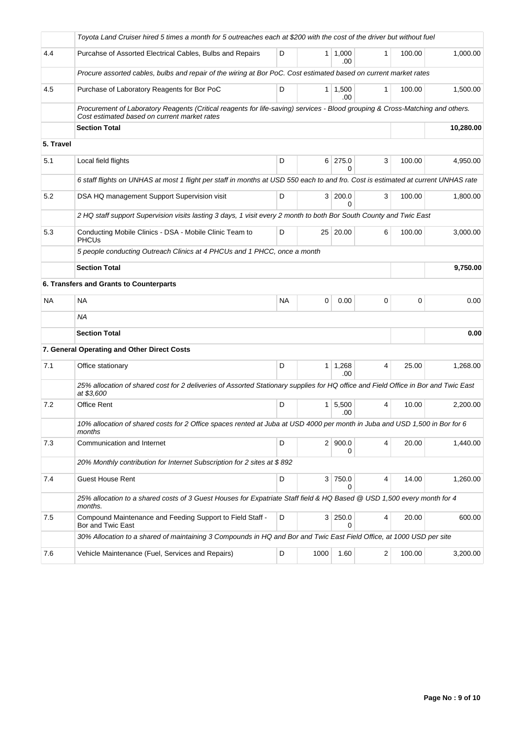| | | | | | | | |
|---|---|---|---|---|---|---|---|
| | *Toyota Land Cruiser hired 5 times a month for 5 outreaches each at $200 with the cost of the driver but without fuel* | | | | | | |
| 4.4 | Purcahse of Assorted Electrical Cables, Bulbs and Repairs | D | 1 | 1,000.00 | 1 | 100.00 | 1,000.00 |
| | *Procure assorted cables, bulbs and repair of the wiring at Bor PoC. Cost estimated based on current market rates* | | | | | | |
| 4.5 | Purchase of Laboratory Reagents for Bor PoC | D | 1 | 1,500.00 | 1 | 100.00 | 1,500.00 |
| | *Procurement of Laboratory Reagents (Critical reagents for life-saving) services - Blood grouping & Cross-Matching and others. Cost estimated based on current market rates* | | | | | | |
| | **Section Total** | | | | | | **10,280.00** |
| **5. Travel** | | | | | | | |
| 5.1 | Local field flights | D | 6 | 275.00 | 3 | 100.00 | 4,950.00 |
| | *6 staff flights on UNHAS at most 1 flight per staff in months at USD 550 each to and fro. Cost is estimated at current UNHAS rate* | | | | | | |
| 5.2 | DSA HQ management Support Supervision visit | D | 3 | 200.00 | 3 | 100.00 | 1,800.00 |
| | *2 HQ staff support Supervision visits lasting 3 days, 1 visit every 2 month to both Bor South County and Twic East* | | | | | | |
| 5.3 | Conducting Mobile Clinics - DSA - Mobile Clinic Team to PHCUs | D | 25 | 20.00 | 6 | 100.00 | 3,000.00 |
| | *5 people conducting Outreach Clinics at 4 PHCUs and 1 PHCC, once a month* | | | | | | |
| | **Section Total** | | | | | | **9,750.00** |
| | **6. Transfers and Grants to Counterparts** | | | | | | |
| NA | NA | NA | 0 | 0.00 | 0 | 0 | 0.00 |
| | *NA* | | | | | | |
| | **Section Total** | | | | | | **0.00** |
| | **7. General Operating and Other Direct Costs** | | | | | | |
| 7.1 | Office stationary | D | 1 | 1,268.00 | 4 | 25.00 | 1,268.00 |
| | *25% allocation of shared cost for 2 deliveries of Assorted Stationary supplies for HQ office and Field Office in Bor and Twic East at $3,600* | | | | | | |
| 7.2 | Office Rent | D | 1 | 5,500.00 | 4 | 10.00 | 2,200.00 |
| | *10% allocation of shared costs for 2 Office spaces rented at Juba at USD 4000 per month in Juba and USD 1,500 in Bor for 6 months* | | | | | | |
| 7.3 | Communication and Internet | D | 2 | 900.00 | 4 | 20.00 | 1,440.00 |
| | *20% Monthly contribution for Internet Subscription for 2 sites at $ 892* | | | | | | |
| 7.4 | Guest House Rent | D | 3 | 750.00 | 4 | 14.00 | 1,260.00 |
| | *25% allocation to a shared costs of 3 Guest Houses for Expatriate Staff field & HQ Based @ USD 1,500 every month for 4 months.* | | | | | | |
| 7.5 | Compound Maintenance and Feeding Support to Field Staff - Bor and Twic East | D | 3 | 250.00 | 4 | 20.00 | 600.00 |
| | *30% Allocation to a shared of maintaining 3 Compounds in HQ and Bor and Twic East Field Office, at 1000 USD per site* | | | | | | |
| 7.6 | Vehicle Maintenance (Fuel, Services and Repairs) | D | 1000 | 1.60 | 2 | 100.00 | 3,200.00 |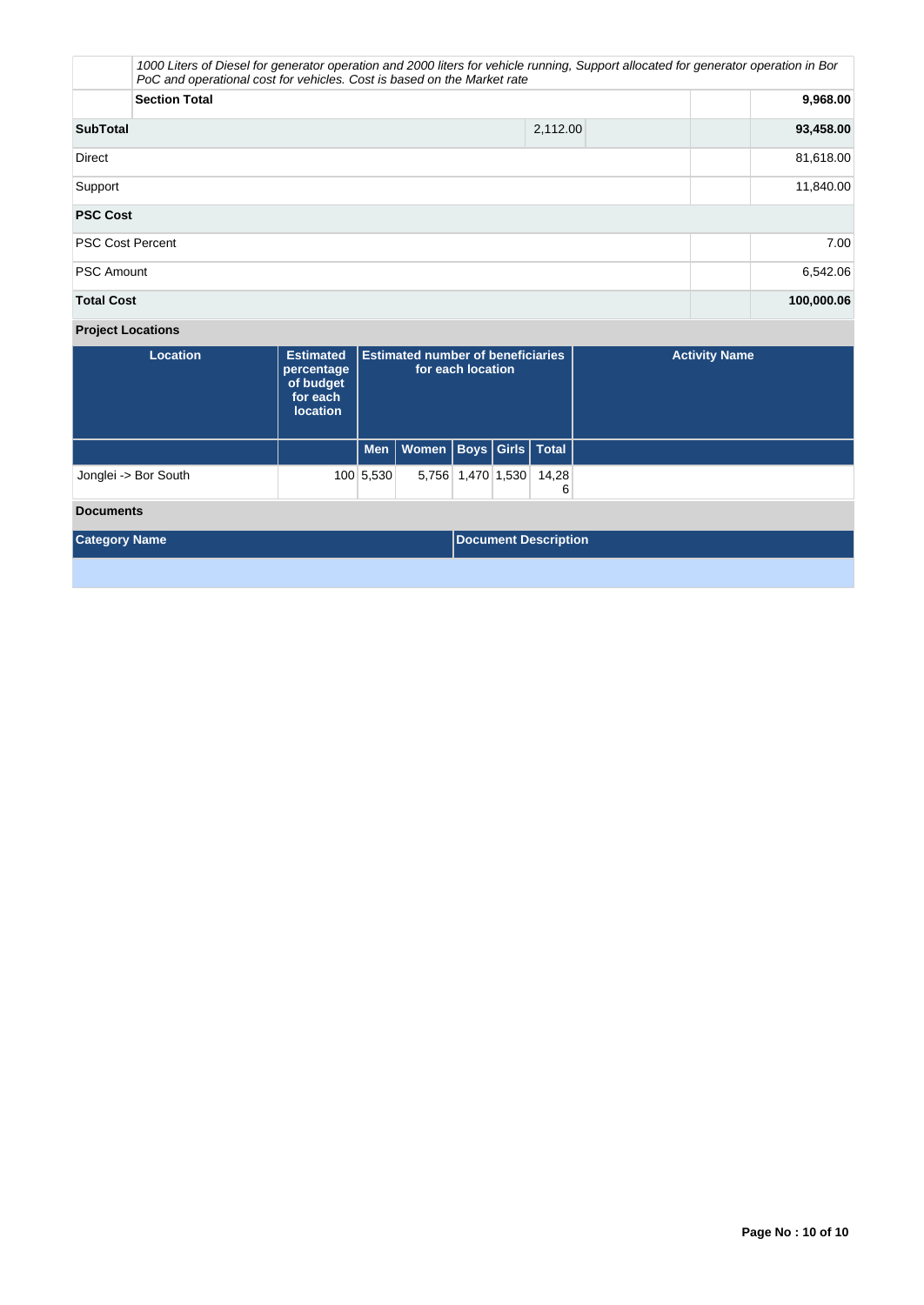| | | | | |
|---|---|---|---|---|
| | *1000 Liters of Diesel for generator operation and 2000 liters for vehicle running, Support allocated for generator operation in Bor PoC and operational cost for vehicles. Cost is based on the Market rate* | | | |
| | **Section Total** | | | **9,968.00** |
| **SubTotal** | | 2,112.00 | | **93,458.00** |
| Direct | | | | 81,618.00 |
| Support | | | | 11,840.00 |
| **PSC Cost** | | | | |
| PSC Cost Percent | | | | 7.00 |
| PSC Amount | | | | 6,542.06 |
| **Total Cost** | | | | **100,000.06** |

**Project Locations**

| Location | Estimated percentage of budget for each location | Estimated number of beneficiaries for each location | | | | | Activity Name |
|---|---|---|---|---|---|---|---|
| | | Men | Women | Boys | Girls | Total | |
| Jonglei -> Bor South | 100 | 5,530 | 5,756 | 1,470 | 1,530 | 14,286 | |

**Documents**

| Category Name | Document Description |
|---|---|
| | |